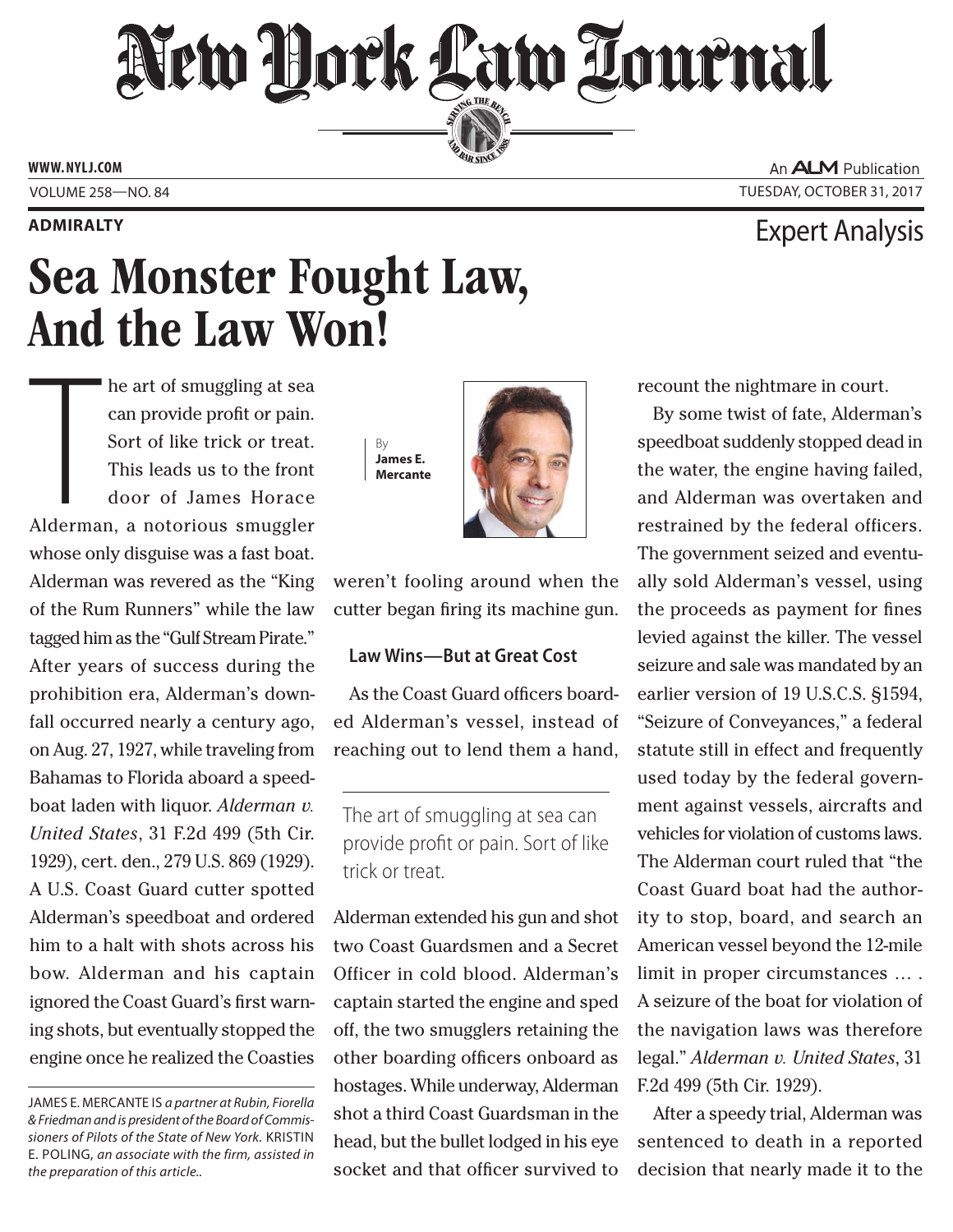**ADMIRALTY**

Expert Analysis

# Sea Monster Fought Law, And the Law Won!

By **James E. Mercante**

The art of smuggling at sea can provide profit or pain. Sort of like trick or treat. This leads us to the front door of James Horace Alderman, a notorious smuggler whose only disguise was a fast boat. Alderman was revered as the "King of the Rum Runners" while the law tagged him as the "Gulf Stream Pirate." After years of success during the prohibition era, Alderman's downfall occurred nearly a century ago, on Aug. 27, 1927, while traveling from Bahamas to Florida aboard a speedboat laden with liquor. *Alderman v. United States*, 31 F.2d 499 (5th Cir. 1929), cert. den., 279 U.S. 869 (1929). A U.S. Coast Guard cutter spotted Alderman's speedboat and ordered him to a halt with shots across his bow. Alderman and his captain ignored the Coast Guard's first warning shots, but eventually stopped the engine once he realized the Coasties weren't fooling around when the cutter began firing its machine gun.

JAMES E. MERCANTE IS *a partner at Rubin, Fiorella & Friedman and is president of the Board of Commissioners of Pilots of the State of New York.* KRISTIN E. POLING, *an associate with the firm, assisted in the preparation of this article..*

### Law Wins—But at Great Cost

As the Coast Guard officers boarded Alderman's vessel, instead of reaching out to lend them a hand, Alderman extended his gun and shot two Coast Guardsmen and a Secret Officer in cold blood. Alderman's captain started the engine and sped off, the two smugglers retaining the other boarding officers onboard as hostages. While underway, Alderman shot a third Coast Guardsman in the head, but the bullet lodged in his eye socket and that officer survived to recount the nightmare in court.

> The art of smuggling at sea can provide profit or pain. Sort of like trick or treat.

By some twist of fate, Alderman's speedboat suddenly stopped dead in the water, the engine having failed, and Alderman was overtaken and restrained by the federal officers. The government seized and eventually sold Alderman's vessel, using the proceeds as payment for fines levied against the killer. The vessel seizure and sale was mandated by an earlier version of 19 U.S.C.S. §1594, "Seizure of Conveyances," a federal statute still in effect and frequently used today by the federal government against vessels, aircrafts and vehicles for violation of customs laws. The Alderman court ruled that "the Coast Guard boat had the authority to stop, board, and search an American vessel beyond the 12-mile limit in proper circumstances … . A seizure of the boat for violation of the navigation laws was therefore legal." *Alderman v. United States*, 31 F.2d 499 (5th Cir. 1929).

After a speedy trial, Alderman was sentenced to death in a reported decision that nearly made it to the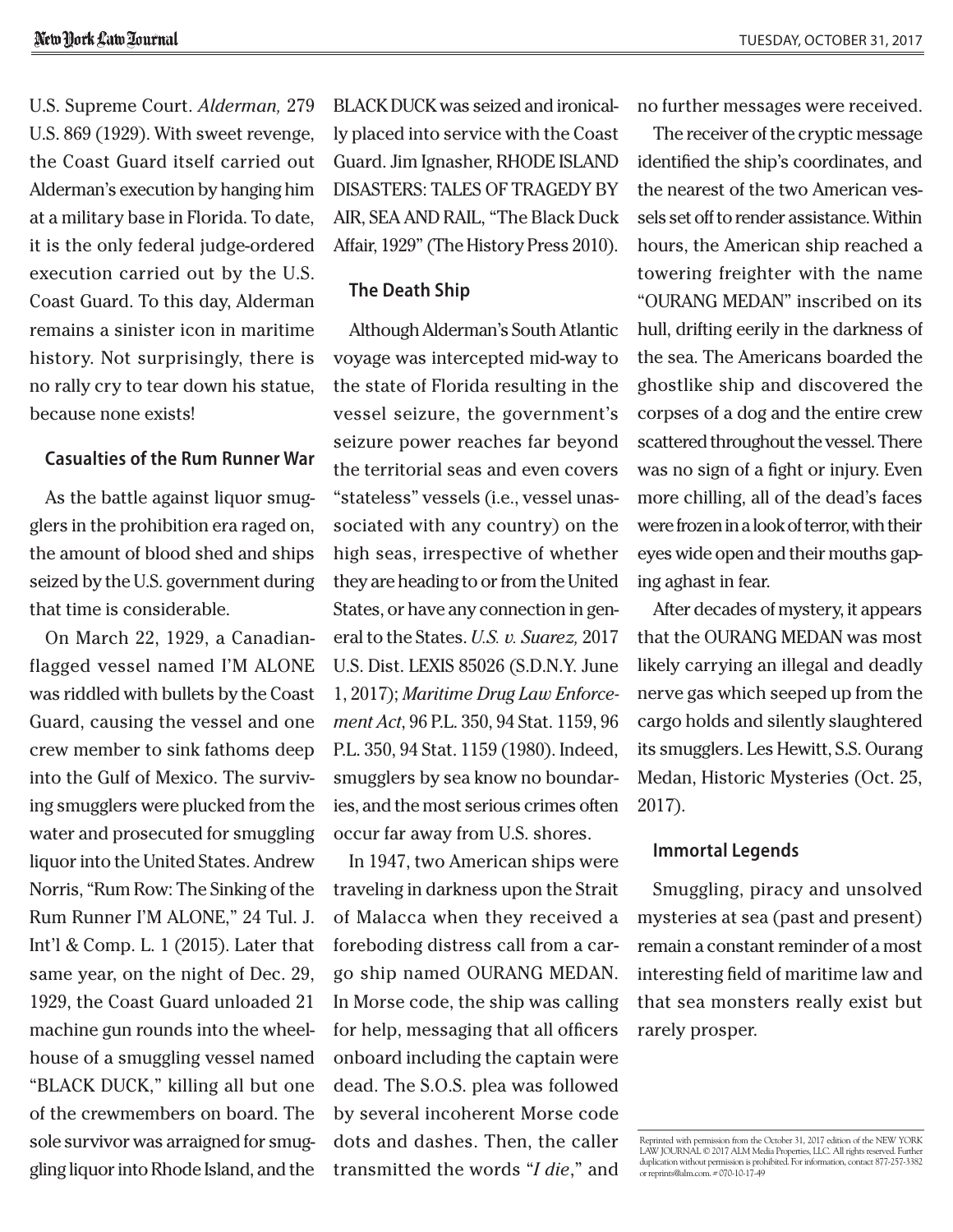U.S. Supreme Court. *Alderman,* 279 U.S. 869 (1929). With sweet revenge, the Coast Guard itself carried out Alderman's execution by hanging him at a military base in Florida. To date, it is the only federal judge-ordered execution carried out by the U.S. Coast Guard. To this day, Alderman remains a sinister icon in maritime history. Not surprisingly, there is no rally cry to tear down his statue, because none exists!

### Casualties of the Rum Runner War

As the battle against liquor smugglers in the prohibition era raged on, the amount of blood shed and ships seized by the U.S. government during that time is considerable.

On March 22, 1929, a Canadian-flagged vessel named I'M ALONE was riddled with bullets by the Coast Guard, causing the vessel and one crew member to sink fathoms deep into the Gulf of Mexico. The surviving smugglers were plucked from the water and prosecuted for smuggling liquor into the United States. Andrew Norris, "Rum Row: The Sinking of the Rum Runner I'M ALONE," 24 Tul. J. Int'l & Comp. L. 1 (2015). Later that same year, on the night of Dec. 29, 1929, the Coast Guard unloaded 21 machine gun rounds into the wheelhouse of a smuggling vessel named "BLACK DUCK," killing all but one of the crewmembers on board. The sole survivor was arraigned for smuggling liquor into Rhode Island, and the BLACK DUCK was seized and ironically placed into service with the Coast Guard. Jim Ignasher, RHODE ISLAND DISASTERS: TALES OF TRAGEDY BY AIR, SEA AND RAIL, "The Black Duck Affair, 1929" (The History Press 2010).

### The Death Ship

Although Alderman's South Atlantic voyage was intercepted mid-way to the state of Florida resulting in the vessel seizure, the government's seizure power reaches far beyond the territorial seas and even covers "stateless" vessels (i.e., vessel unassociated with any country) on the high seas, irrespective of whether they are heading to or from the United States, or have any connection in general to the States. *U.S. v. Suarez,* 2017 U.S. Dist. LEXIS 85026 (S.D.N.Y. June 1, 2017); *Maritime Drug Law Enforcement Act*, 96 P.L. 350, 94 Stat. 1159, 96 P.L. 350, 94 Stat. 1159 (1980). Indeed, smugglers by sea know no boundaries, and the most serious crimes often occur far away from U.S. shores.

In 1947, two American ships were traveling in darkness upon the Strait of Malacca when they received a foreboding distress call from a cargo ship named OURANG MEDAN. In Morse code, the ship was calling for help, messaging that all officers onboard including the captain were dead. The S.O.S. plea was followed by several incoherent Morse code dots and dashes. Then, the caller transmitted the words "*I die*," and no further messages were received.

The receiver of the cryptic message identified the ship's coordinates, and the nearest of the two American vessels set off to render assistance. Within hours, the American ship reached a towering freighter with the name "OURANG MEDAN" inscribed on its hull, drifting eerily in the darkness of the sea. The Americans boarded the ghostlike ship and discovered the corpses of a dog and the entire crew scattered throughout the vessel. There was no sign of a fight or injury. Even more chilling, all of the dead's faces were frozen in a look of terror, with their eyes wide open and their mouths gaping aghast in fear.

After decades of mystery, it appears that the OURANG MEDAN was most likely carrying an illegal and deadly nerve gas which seeped up from the cargo holds and silently slaughtered its smugglers. Les Hewitt, S.S. Ourang Medan, Historic Mysteries (Oct. 25, 2017).

### Immortal Legends

Smuggling, piracy and unsolved mysteries at sea (past and present) remain a constant reminder of a most interesting field of maritime law and that sea monsters really exist but rarely prosper.

Reprinted with permission from the October 31, 2017 edition of the NEW YORK LAW JOURNAL © 2017 ALM Media Properties, LLC. All rights reserved. Further duplication without permission is prohibited. For information, contact 877-257-3382 or reprints@alm.com. # 070-10-17-49